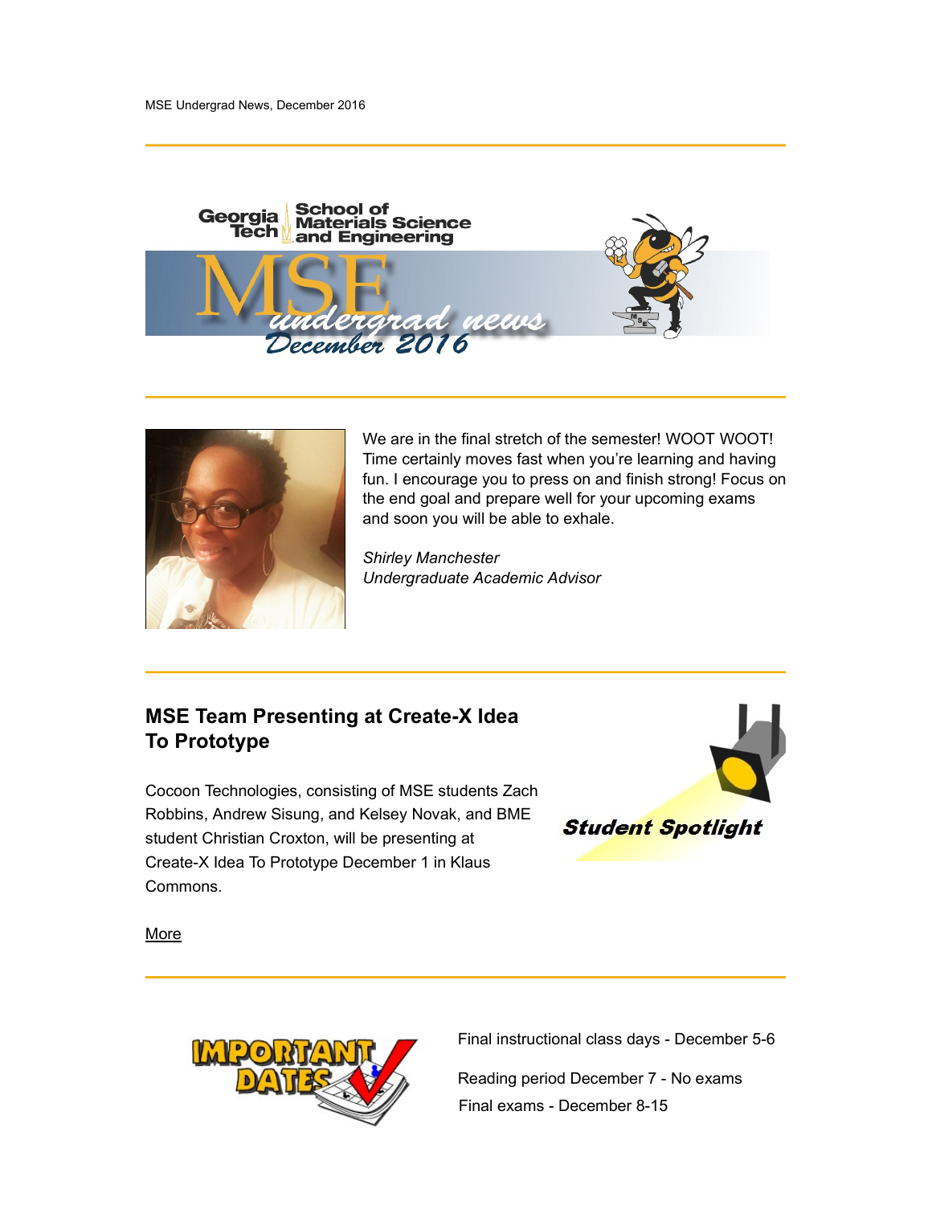MSE Undergrad News, December 2016

Georgia Tech School of Materials Science and Engineering

# MSE undergrad news December 2016

We are in the final stretch of the semester! WOOT WOOT! Time certainly moves fast when you're learning and having fun. I encourage you to press on and finish strong! Focus on the end goal and prepare well for your upcoming exams and soon you will be able to exhale.

*Shirley Manchester*
*Undergraduate Academic Advisor*

## MSE Team Presenting at Create-X Idea To Prototype

**Student Spotlight**

Cocoon Technologies, consisting of MSE students Zach Robbins, Andrew Sisung, and Kelsey Novak, and BME student Christian Croxton, will be presenting at Create-X Idea To Prototype December 1 in Klaus Commons.

More

**IMPORTANT DATES**

Final instructional class days - December 5-6

Reading period December 7 - No exams

Final exams - December 8-15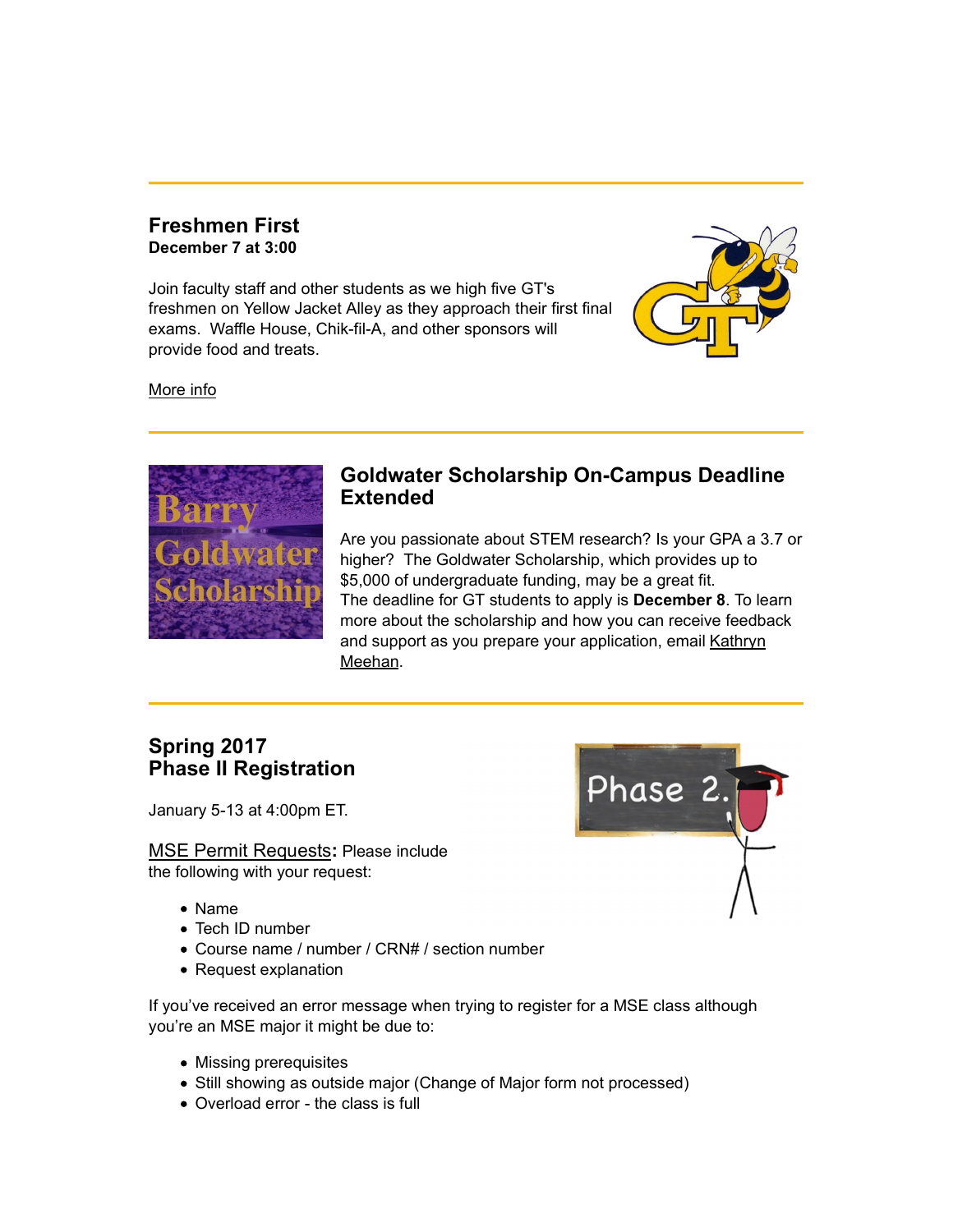## Freshmen First

**December 7 at 3:00**

Join faculty staff and other students as we high five GT's freshmen on Yellow Jacket Alley as they approach their first final exams. Waffle House, Chik-fil-A, and other sponsors will provide food and treats.

More info

---

## Goldwater Scholarship On-Campus Deadline Extended

Are you passionate about STEM research? Is your GPA a 3.7 or higher? The Goldwater Scholarship, which provides up to $5,000 of undergraduate funding, may be a great fit.
The deadline for GT students to apply is **December 8**. To learn more about the scholarship and how you can receive feedback and support as you prepare your application, email Kathryn Meehan.

---

## Spring 2017
## Phase II Registration

January 5-13 at 4:00pm ET.

MSE Permit Requests**:** Please include the following with your request:

- Name
- Tech ID number
- Course name / number / CRN# / section number
- Request explanation

If you've received an error message when trying to register for a MSE class although you're an MSE major it might be due to:

- Missing prerequisites
- Still showing as outside major (Change of Major form not processed)
- Overload error - the class is full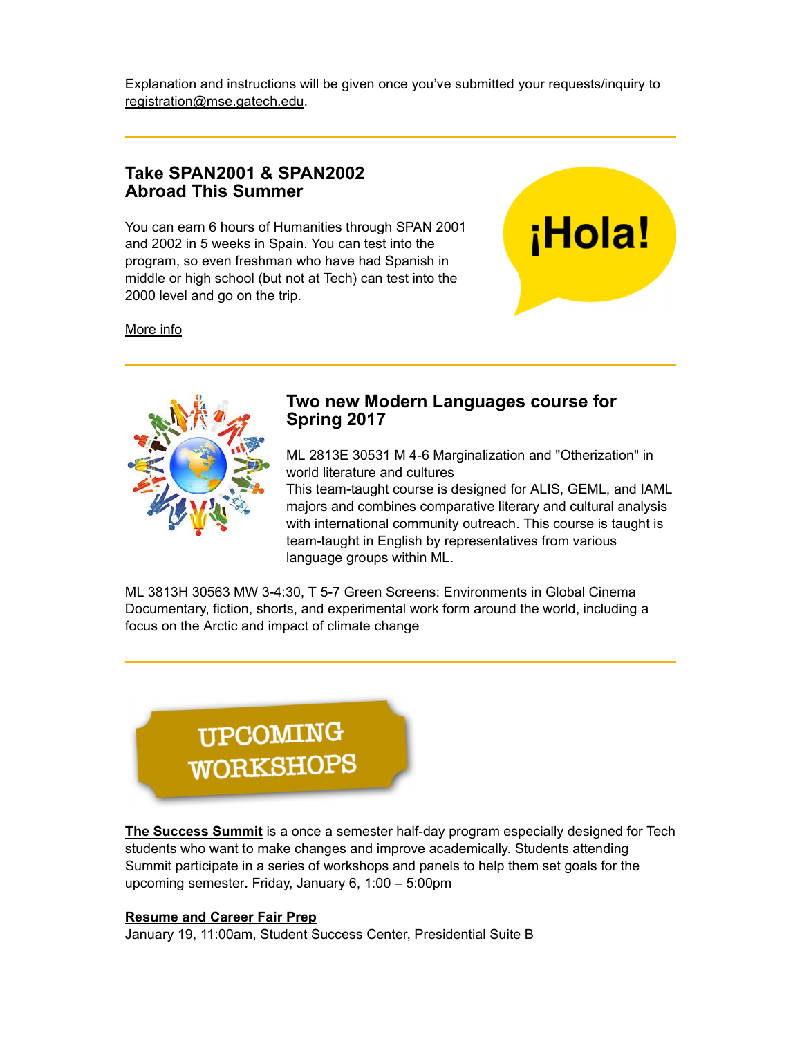Explanation and instructions will be given once you've submitted your requests/inquiry to registration@mse.gatech.edu.

---

## Take SPAN2001 & SPAN2002 Abroad This Summer

You can earn 6 hours of Humanities through SPAN 2001 and 2002 in 5 weeks in Spain. You can test into the program, so even freshman who have had Spanish in middle or high school (but not at Tech) can test into the 2000 level and go on the trip.

More info

---

## Two new Modern Languages course for Spring 2017

ML 2813E 30531 M 4-6 Marginalization and "Otherization" in world literature and cultures
This team-taught course is designed for ALIS, GEML, and IAML majors and combines comparative literary and cultural analysis with international community outreach. This course is taught is team-taught in English by representatives from various language groups within ML.

ML 3813H 30563 MW 3-4:30, T 5-7 Green Screens: Environments in Global Cinema
Documentary, fiction, shorts, and experimental work form around the world, including a focus on the Arctic and impact of climate change

---

## UPCOMING WORKSHOPS

**The Success Summit** is a once a semester half-day program especially designed for Tech students who want to make changes and improve academically. Students attending Summit participate in a series of workshops and panels to help them set goals for the upcoming semester. Friday, January 6, 1:00 – 5:00pm

**Resume and Career Fair Prep**
January 19, 11:00am, Student Success Center, Presidential Suite B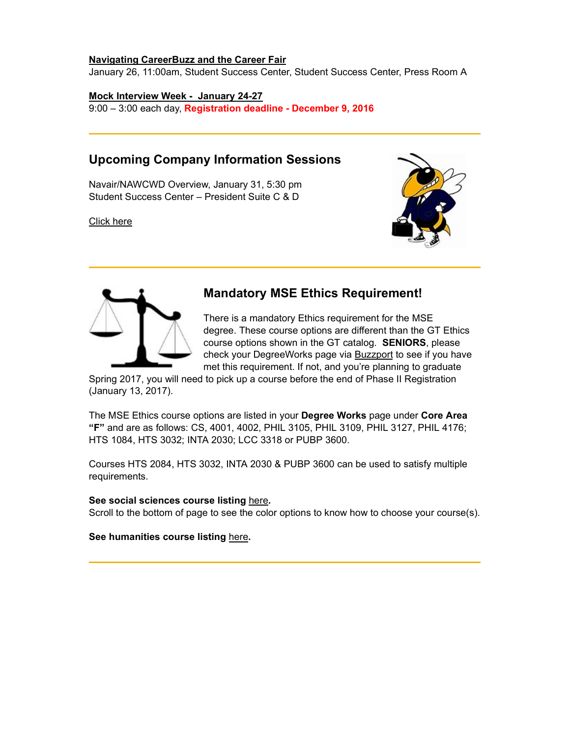**Navigating CareerBuzz and the Career Fair**
January 26, 11:00am, Student Success Center, Student Success Center, Press Room A

**Mock Interview Week - January 24-27**
9:00 – 3:00 each day, **Registration deadline - December 9, 2016**

---

## Upcoming Company Information Sessions

Navair/NAWCWD Overview, January 31, 5:30 pm
Student Success Center – President Suite C & D

Click here

---

## Mandatory MSE Ethics Requirement!

There is a mandatory Ethics requirement for the MSE degree. These course options are different than the GT Ethics course options shown in the GT catalog. **SENIORS**, please check your DegreeWorks page via Buzzport to see if you have met this requirement. If not, and you're planning to graduate Spring 2017, you will need to pick up a course before the end of Phase II Registration (January 13, 2017).

The MSE Ethics course options are listed in your **Degree Works** page under **Core Area "F"** and are as follows: CS, 4001, 4002, PHIL 3105, PHIL 3109, PHIL 3127, PHIL 4176; HTS 1084, HTS 3032; INTA 2030; LCC 3318 or PUBP 3600.

Courses HTS 2084, HTS 3032, INTA 2030 & PUBP 3600 can be used to satisfy multiple requirements.

**See social sciences course listing** here**.**
Scroll to the bottom of page to see the color options to know how to choose your course(s).

**See humanities course listing** here**.**

---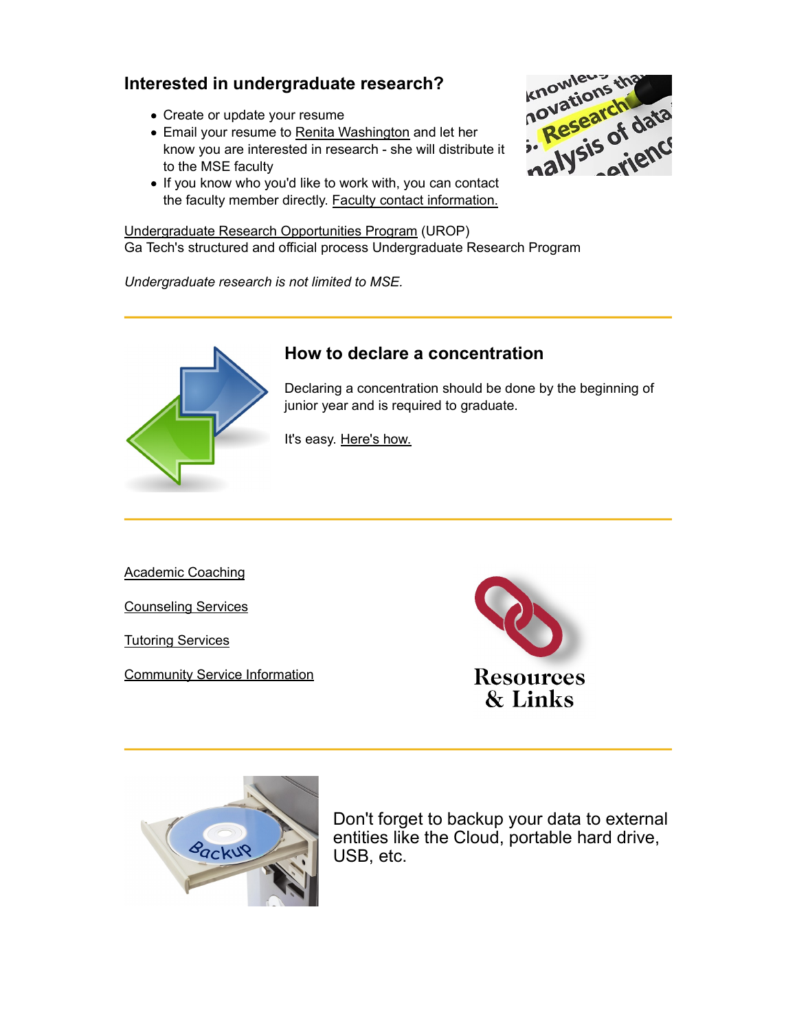## Interested in undergraduate research?

- Create or update your resume
- Email your resume to Renita Washington and let her know you are interested in research - she will distribute it to the MSE faculty
- If you know who you'd like to work with, you can contact the faculty member directly. Faculty contact information.

Undergraduate Research Opportunities Program (UROP)
Ga Tech's structured and official process Undergraduate Research Program

*Undergraduate research is not limited to MSE.*

---

## How to declare a concentration

Declaring a concentration should be done by the beginning of junior year and is required to graduate.

It's easy. Here's how.

---

Academic Coaching

Counseling Services

Tutoring Services

Community Service Information

**Resources & Links**

---

Don't forget to backup your data to external entities like the Cloud, portable hard drive, USB, etc.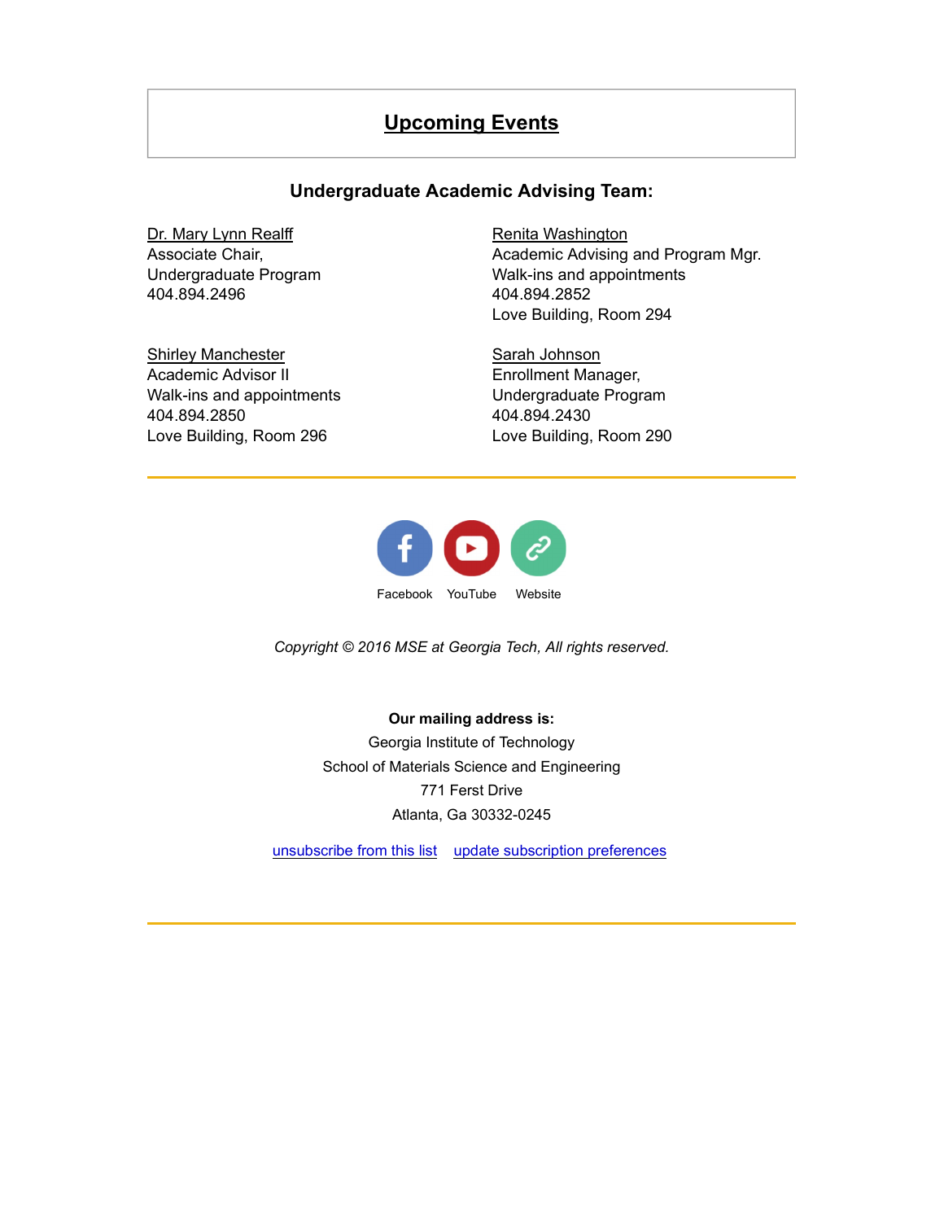## Upcoming Events

### Undergraduate Academic Advising Team:

Dr. Mary Lynn Realff
Associate Chair,
Undergraduate Program
404.894.2496

Renita Washington
Academic Advising and Program Mgr.
Walk-ins and appointments
404.894.2852
Love Building, Room 294

Shirley Manchester
Academic Advisor II
Walk-ins and appointments
404.894.2850
Love Building, Room 296

Sarah Johnson
Enrollment Manager,
Undergraduate Program
404.894.2430
Love Building, Room 290

---

Facebook YouTube Website

*Copyright © 2016 MSE at Georgia Tech, All rights reserved.*

**Our mailing address is:**
Georgia Institute of Technology
School of Materials Science and Engineering
771 Ferst Drive
Atlanta, Ga 30332-0245

unsubscribe from this list    update subscription preferences